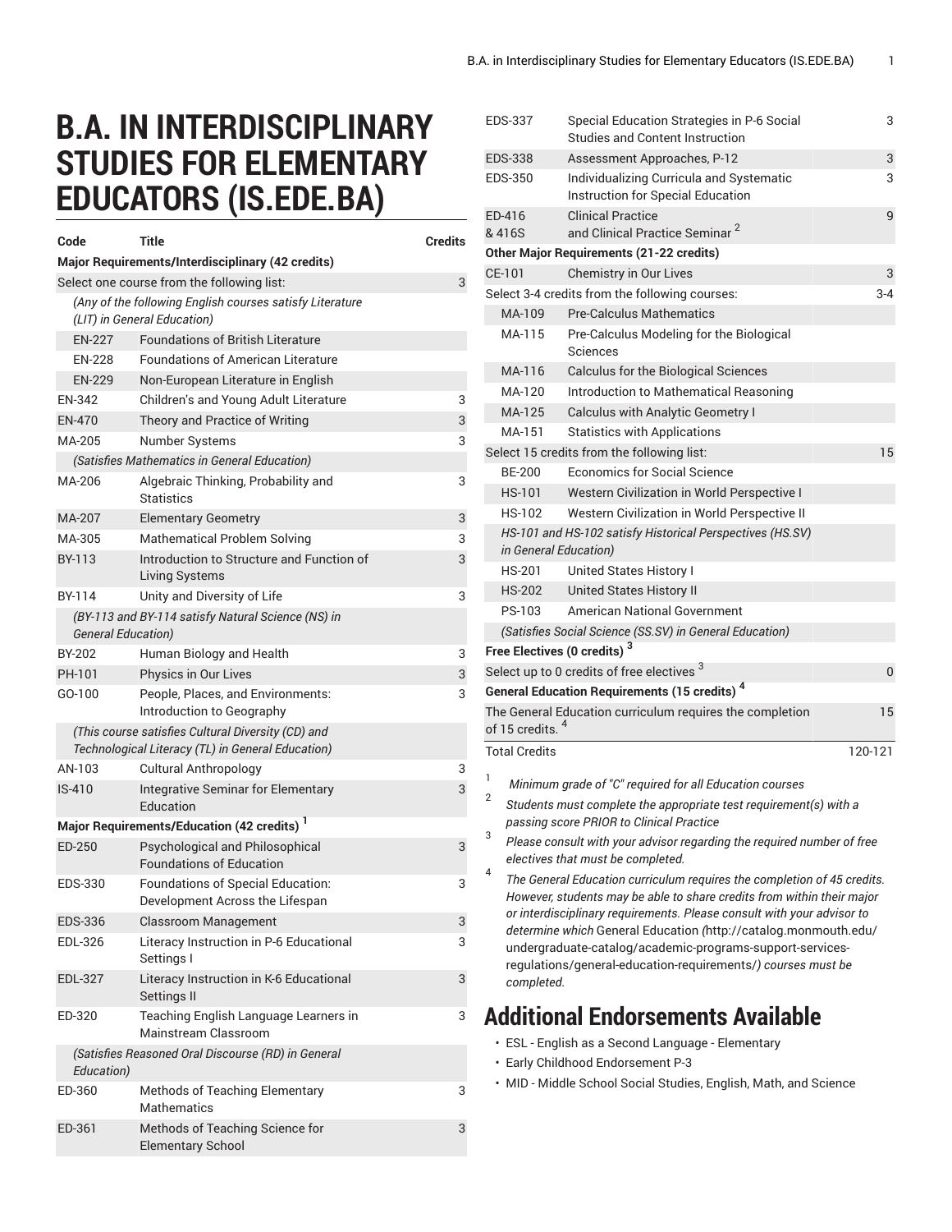# B.A. IN INTERDISCIPLINARY STUDIES FOR ELEMENTARY EDUCATORS (IS.EDE.BA)

| Code | Title | Credits |
|---|---|---|
| **Major Requirements/Interdisciplinary (42 credits)** | | |
| Select one course from the following list: | | 3 |
| *(Any of the following English courses satisfy Literature (LIT) in General Education)* | | |
| EN-227 | Foundations of British Literature | |
| EN-228 | Foundations of American Literature | |
| EN-229 | Non-European Literature in English | |
| EN-342 | Children's and Young Adult Literature | 3 |
| EN-470 | Theory and Practice of Writing | 3 |
| MA-205 | Number Systems | 3 |
| *(Satisfies Mathematics in General Education)* | | |
| MA-206 | Algebraic Thinking, Probability and Statistics | 3 |
| MA-207 | Elementary Geometry | 3 |
| MA-305 | Mathematical Problem Solving | 3 |
| BY-113 | Introduction to Structure and Function of Living Systems | 3 |
| BY-114 | Unity and Diversity of Life | 3 |
| *(BY-113 and BY-114 satisfy Natural Science (NS) in General Education)* | | |
| BY-202 | Human Biology and Health | 3 |
| PH-101 | Physics in Our Lives | 3 |
| GO-100 | People, Places, and Environments: Introduction to Geography | 3 |
| *(This course satisfies Cultural Diversity (CD) and Technological Literacy (TL) in General Education)* | | |
| AN-103 | Cultural Anthropology | 3 |
| IS-410 | Integrative Seminar for Elementary Education | 3 |
| **Major Requirements/Education (42 credits) [1]** | | |
| ED-250 | Psychological and Philosophical Foundations of Education | 3 |
| EDS-330 | Foundations of Special Education: Development Across the Lifespan | 3 |
| EDS-336 | Classroom Management | 3 |
| EDL-326 | Literacy Instruction in P-6 Educational Settings I | 3 |
| EDL-327 | Literacy Instruction in K-6 Educational Settings II | 3 |
| ED-320 | Teaching English Language Learners in Mainstream Classroom | 3 |
| *(Satisfies Reasoned Oral Discourse (RD) in General Education)* | | |
| ED-360 | Methods of Teaching Elementary Mathematics | 3 |
| ED-361 | Methods of Teaching Science for Elementary School | 3 |
| EDS-337 | Special Education Strategies in P-6 Social Studies and Content Instruction | 3 |
| EDS-338 | Assessment Approaches, P-12 | 3 |
| EDS-350 | Individualizing Curricula and Systematic Instruction for Special Education | 3 |
| ED-416 & 416S | Clinical Practice and Clinical Practice Seminar [2] | 9 |
| **Other Major Requirements (21-22 credits)** | | |
| CE-101 | Chemistry in Our Lives | 3 |
| Select 3-4 credits from the following courses: | | 3-4 |
| MA-109 | Pre-Calculus Mathematics | |
| MA-115 | Pre-Calculus Modeling for the Biological Sciences | |
| MA-116 | Calculus for the Biological Sciences | |
| MA-120 | Introduction to Mathematical Reasoning | |
| MA-125 | Calculus with Analytic Geometry I | |
| MA-151 | Statistics with Applications | |
| Select 15 credits from the following list: | | 15 |
| BE-200 | Economics for Social Science | |
| HS-101 | Western Civilization in World Perspective I | |
| HS-102 | Western Civilization in World Perspective II | |
| *HS-101 and HS-102 satisfy Historical Perspectives (HS.SV) in General Education)* | | |
| HS-201 | United States History I | |
| HS-202 | United States History II | |
| PS-103 | American National Government | |
| *(Satisfies Social Science (SS.SV) in General Education)* | | |
| **Free Electives (0 credits) [3]** | | |
| Select up to 0 credits of free electives [3] | | 0 |
| **General Education Requirements (15 credits) [4]** | | |
| The General Education curriculum requires the completion of 15 credits. [4] | | 15 |
| Total Credits | | 120-121 |

1. *Minimum grade of "C" required for all Education courses*
2. *Students must complete the appropriate test requirement(s) with a passing score PRIOR to Clinical Practice*
3. *Please consult with your advisor regarding the required number of free electives that must be completed.*
4. *The General Education curriculum requires the completion of 45 credits. However, students may be able to share credits from within their major or interdisciplinary requirements. Please consult with your advisor to determine which* General Education (http://catalog.monmouth.edu/undergraduate-catalog/academic-programs-support-services-regulations/general-education-requirements/) *courses must be completed.*

## Additional Endorsements Available

- ESL - English as a Second Language - Elementary
- Early Childhood Endorsement P-3
- MID - Middle School Social Studies, English, Math, and Science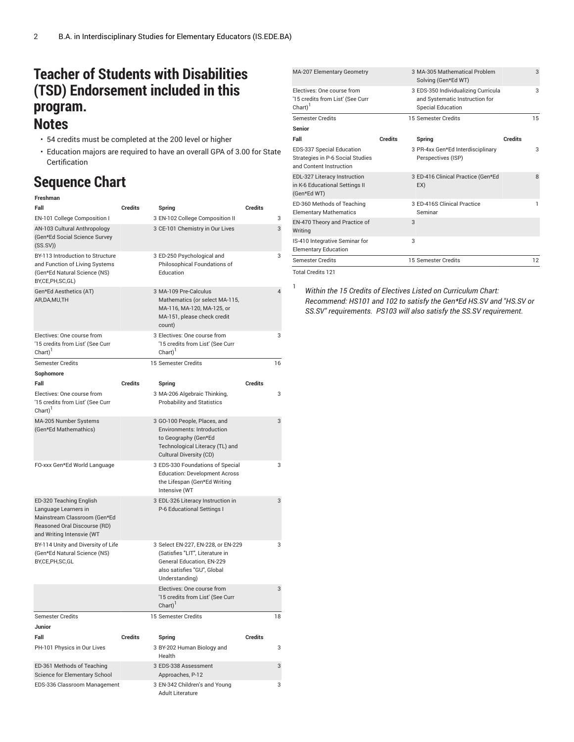# Teacher of Students with Disabilities (TSD) Endorsement included in this program.

# Notes

- 54 credits must be completed at the 200 level or higher
- Education majors are required to have an overall GPA of 3.00 for State Certification

# Sequence Chart

| Freshman | | | |
|---|---|---|---|
| **Fall** | **Credits** | **Spring** | **Credits** |
| EN-101 College Composition I | 3 | EN-102 College Composition II | 3 |
| AN-103 Cultural Anthropology (Gen*Ed Social Science Survey (SS.SV)) | 3 | CE-101 Chemistry in Our Lives | 3 |
| BY-113 Introduction to Structure and Function of Living Systems (Gen*Ed Natural Science (NS) BY,CE,PH,SC,GL) | 3 | ED-250 Psychological and Philosophical Foundations of Education | 3 |
| Gen*Ed Aesthetics (AT) AR,DA,MU,TH | 3 | MA-109 Pre-Calculus Mathematics (or select MA-115, MA-116, MA-120, MA-125, or MA-151, please check credit count) | 4 |
| Electives: One course from '15 credits from List' (See Curr Chart)[1] | 3 | Electives: One course from '15 credits from List' (See Curr Chart)[1] | 3 |
| Semester Credits | 15 | Semester Credits | 16 |
| **Sophomore** | | | |
| **Fall** | **Credits** | **Spring** | **Credits** |
| Electives: One course from '15 credits from List' (See Curr Chart)[1] | 3 | MA-206 Algebraic Thinking, Probability and Statistics | 3 |
| MA-205 Number Systems (Gen*Ed Mathemathics) | 3 | GO-100 People, Places, and Environments: Introduction to Geography (Gen*Ed Technological Literacy (TL) and Cultural Diversity (CD) | 3 |
| FO-xxx Gen*Ed World Language | 3 | EDS-330 Foundations of Special Education: Development Across the Lifespan (Gen*Ed Writing Intensive (WT | 3 |
| ED-320 Teaching English Language Learners in Mainstream Classroom (Gen*Ed Reasoned Oral Discourse (RD) and Writing Intensvie (WT | 3 | EDL-326 Literacy Instruction in P-6 Educational Settings I | 3 |
| BY-114 Unity and Diversity of Life (Gen*Ed Natural Science (NS) BY,CE,PH,SC,GL | 3 | Select EN-227, EN-228, or EN-229 (Satisfies "LIT", Literature in General Education, EN-229 also satisfies "GU", Global Understanding) | 3 |
| | | Electives: One course from '15 credits from List' (See Curr Chart)[1] | 3 |
| Semester Credits | 15 | Semester Credits | 18 |
| **Junior** | | | |
| **Fall** | **Credits** | **Spring** | **Credits** |
| PH-101 Physics in Our Lives | 3 | BY-202 Human Biology and Health | 3 |
| ED-361 Methods of Teaching Science for Elementary School | 3 | EDS-338 Assessment Approaches, P-12 | 3 |
| EDS-336 Classroom Management | 3 | EN-342 Children's and Young Adult Literature | 3 |
| MA-207 Elementary Geometry | 3 | MA-305 Mathematical Problem Solving (Gen*Ed WT) | 3 |
| Electives: One course from '15 credits from List' (See Curr Chart)[1] | 3 | EDS-350 Individualizing Curricula and Systematic Instruction for Special Education | 3 |
| Semester Credits | 15 | Semester Credits | 15 |
| **Senior** | | | |
| **Fall** | **Credits** | **Spring** | **Credits** |
| EDS-337 Special Education Strategies in P-6 Social Studies and Content Instruction | 3 | PR-4xx Gen*Ed Interdisciplinary Perspectives (ISP) | 3 |
| EDL-327 Literacy Instruction in K-6 Educational Settings II (Gen*Ed WT) | 3 | ED-416 Clinical Practice (Gen*Ed EX) | 8 |
| ED-360 Methods of Teaching Elementary Mathematics | 3 | ED-416S Clinical Practice Seminar | 1 |
| EN-470 Theory and Practice of Writing | 3 | | |
| IS-410 Integrative Seminar for Elementary Education | 3 | | |
| Semester Credits | 15 | Semester Credits | 12 |

Total Credits 121

1. *Within the 15 Credits of Electives Listed on Curriculum Chart: Recommend: HS101 and 102 to satisfy the Gen*Ed HS.SV and "HS.SV or SS.SV" requirements. PS103 will also satisfy the SS.SV requirement.*